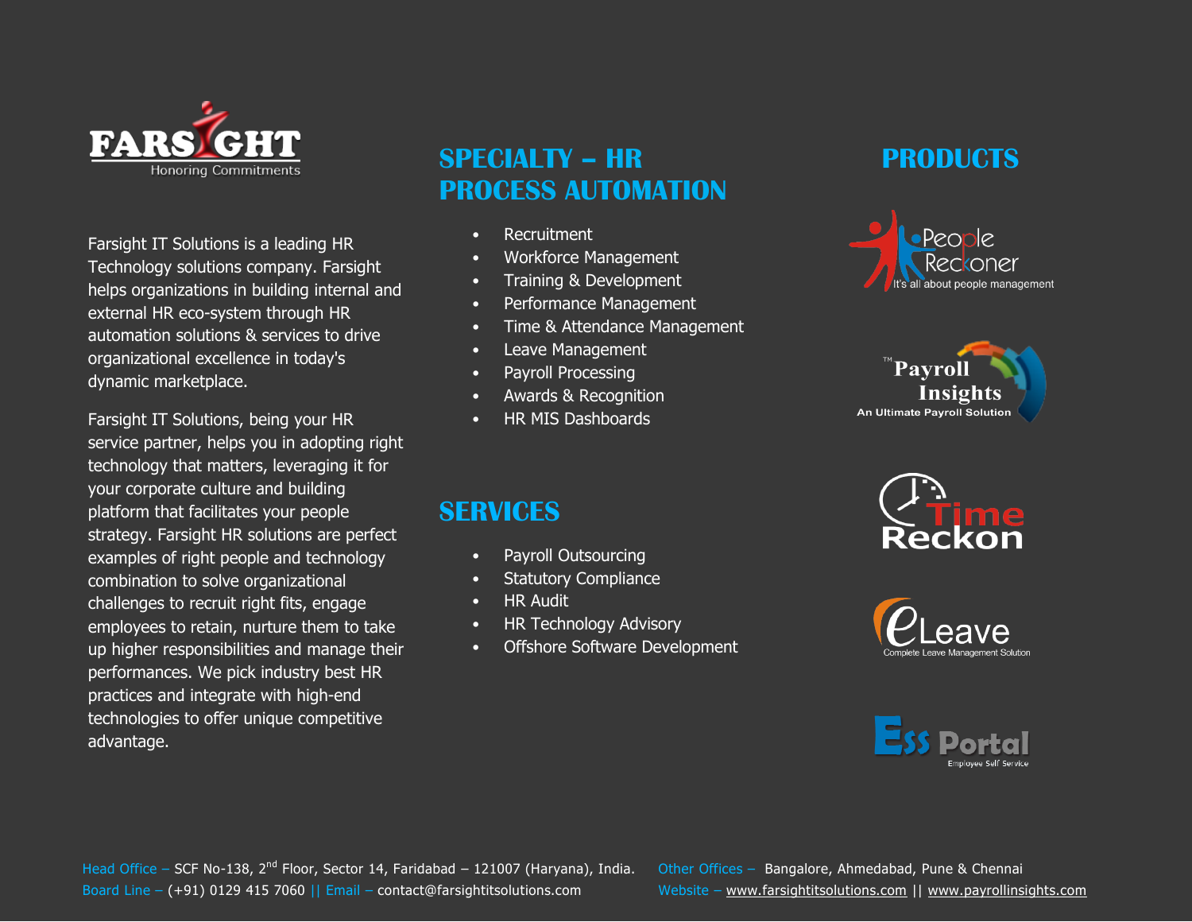FARSIGHT
Honoring Commitments

Farsight IT Solutions is a leading HR Technology solutions company. Farsight helps organizations in building internal and external HR eco-system through HR automation solutions & services to drive organizational excellence in today's dynamic marketplace.

Farsight IT Solutions, being your HR service partner, helps you in adopting right technology that matters, leveraging it for your corporate culture and building platform that facilitates your people strategy. Farsight HR solutions are perfect examples of right people and technology combination to solve organizational challenges to recruit right fits, engage employees to retain, nurture them to take up higher responsibilities and manage their performances. We pick industry best HR practices and integrate with high-end technologies to offer unique competitive advantage.

## SPECIALTY – HR PROCESS AUTOMATION

- Recruitment
- Workforce Management
- Training & Development
- Performance Management
- Time & Attendance Management
- Leave Management
- Payroll Processing
- Awards & Recognition
- HR MIS Dashboards

## SERVICES

- Payroll Outsourcing
- Statutory Compliance
- HR Audit
- HR Technology Advisory
- Offshore Software Development

## PRODUCTS

People Reckoner – It's all about people management

Payroll Insights™ – An Ultimate Payroll Solution

Time Reckon

eLeave – Complete Leave Management Solution

ESS Portal – Employee Self Service

Head Office – SCF No-138, 2nd Floor, Sector 14, Faridabad – 121007 (Haryana), India.
Board Line – (+91) 0129 415 7060 || Email – contact@farsightitsolutions.com

Other Offices – Bangalore, Ahmedabad, Pune & Chennai
Website – www.farsightitsolutions.com || www.payrollinsights.com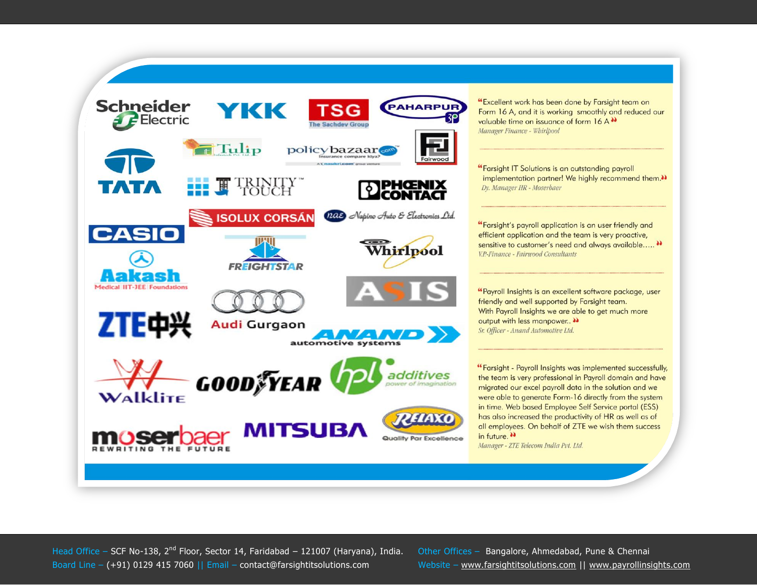Schneider Electric · YKK · TSG The Sachdev Group · PAHARPUR 3P · Tulip · policybazaar.com · Fairwood · TATA · TRINITY TOUCH · PHOENIX CONTACT · ISOLUX CORSÁN · Napino Auto & Electronics Ltd. · CASIO · Aakash Medical | IIT-JEE | Foundations · FREIGHTSTAR · Whirlpool · ASIS · ZTE中兴 · Audi Gurgaon · ANAND automotive systems · Walklite · GOODYEAR · hpl additives power of imagination · moserbaer REWRITING THE FUTURE · MITSUBA · RELAXO Quality Par Excellence

"Excellent work has been done by Farsight team on Form 16 A, and it is working smoothly and reduced our valuable time on issuance of form 16 A"

*Manager Finance - Whirlpool*

---

"Farsight IT Solutions is an outstanding payroll implementation partner! We highly recommend them."

*Dy. Manager HR - Moserbaer*

---

"Farsight's payroll application is an user friendly and efficient application and the team is very proactive, sensitive to customer's need and always available….."

*V.P-Finance - Fairwood Consultants*

---

"Payroll Insights is an excellent software package, user friendly and well supported by Farsight team. With Payroll Insights we are able to get much more output with less manpower.."

*Sr. Officer - Anand Automotive Ltd.*

---

"Farsight - Payroll Insights was implemented successfully, the team is very professional in Payroll domain and have migrated our excel payroll data in the solution and we were able to generate Form-16 directly from the system in time. Web based Employee Self Service portal (ESS) has also increased the productivity of HR as well as of all employees. On behalf of ZTE we wish them success in future."

*Manager - ZTE Telecom India Pvt. Ltd.*

Head Office – SCF No-138, 2nd Floor, Sector 14, Faridabad – 121007 (Haryana), India.
Board Line – (+91) 0129 415 7060 || Email – contact@farsightitsolutions.com
Other Offices – Bangalore, Ahmedabad, Pune & Chennai
Website – www.farsightitsolutions.com || www.payrollinsights.com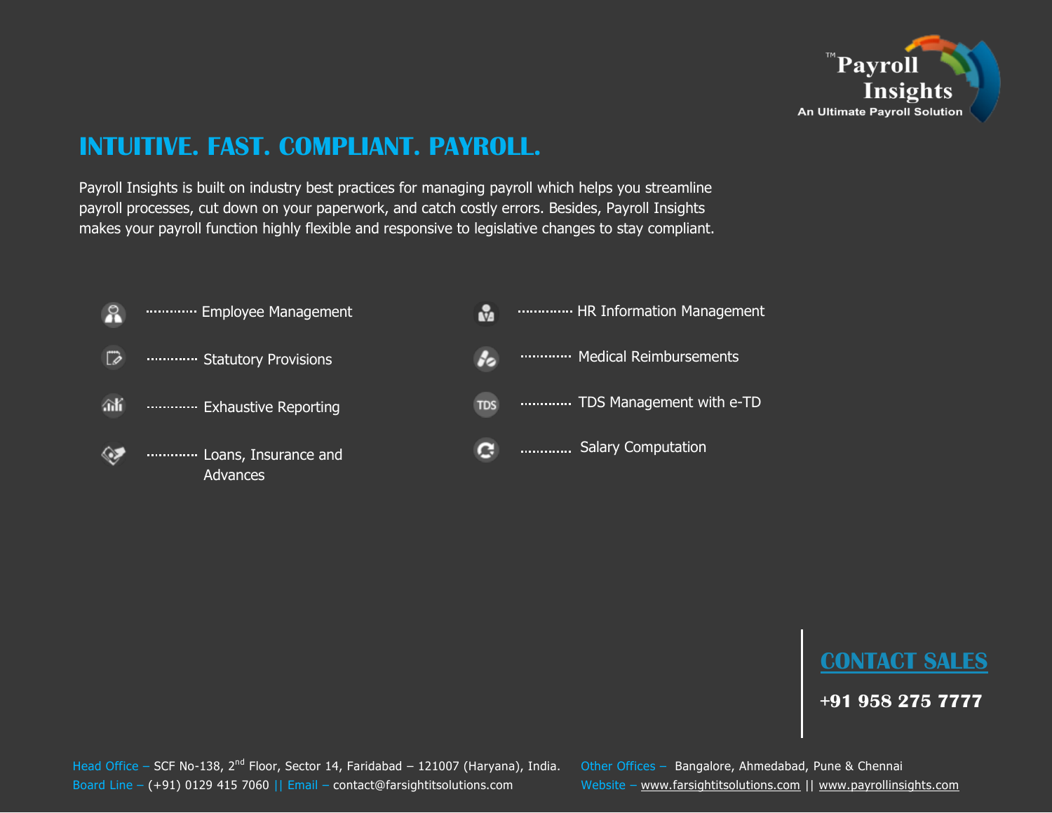Payroll Insights™
An Ultimate Payroll Solution

# INTUITIVE. FAST. COMPLIANT. PAYROLL.

Payroll Insights is built on industry best practices for managing payroll which helps you streamline payroll processes, cut down on your paperwork, and catch costly errors. Besides, Payroll Insights makes your payroll function highly flexible and responsive to legislative changes to stay compliant.

- Employee Management
- Statutory Provisions
- Exhaustive Reporting
- Loans, Insurance and Advances
- HR Information Management
- Medical Reimbursements
- TDS Management with e-TD
- Salary Computation

## CONTACT SALES

**+91 958 275 7777**

Head Office – SCF No-138, 2nd Floor, Sector 14, Faridabad – 121007 (Haryana), India.
Board Line – (+91) 0129 415 7060 || Email – contact@farsightitsolutions.com

Other Offices – Bangalore, Ahmedabad, Pune & Chennai
Website – www.farsightitsolutions.com || www.payrollinsights.com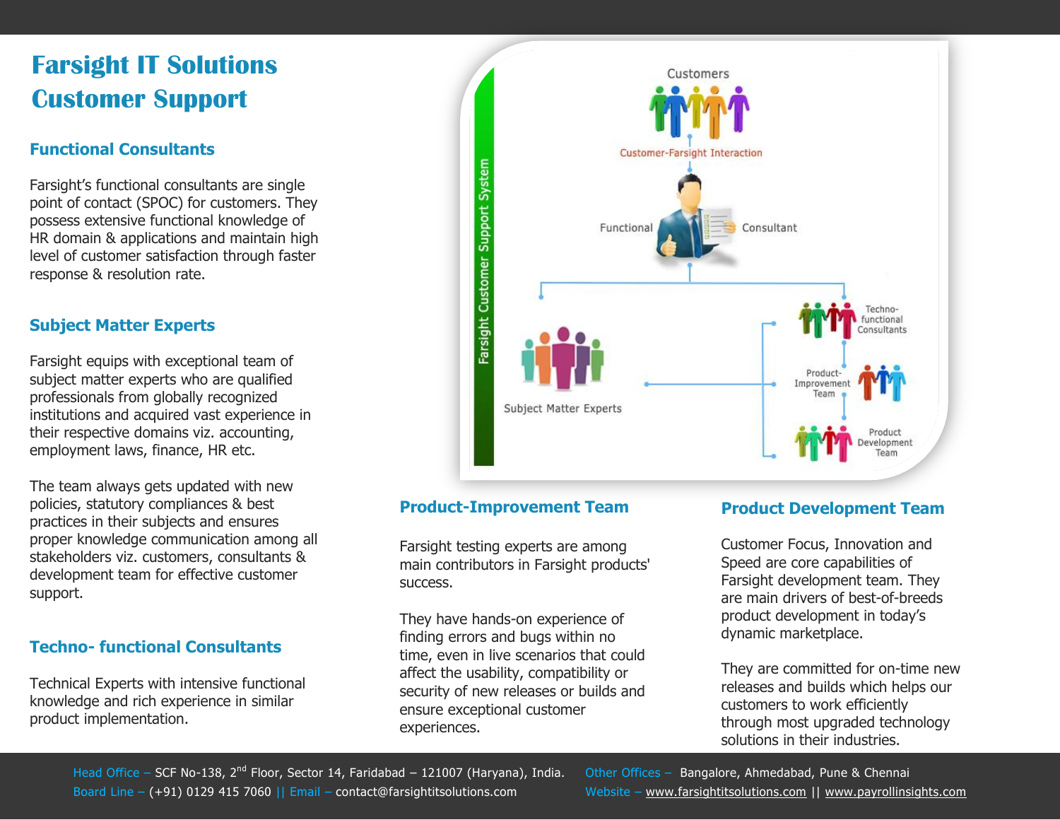# Farsight IT Solutions Customer Support

## Functional Consultants

Farsight's functional consultants are single point of contact (SPOC) for customers. They possess extensive functional knowledge of HR domain & applications and maintain high level of customer satisfaction through faster response & resolution rate.

## Subject Matter Experts

Farsight equips with exceptional team of subject matter experts who are qualified professionals from globally recognized institutions and acquired vast experience in their respective domains viz. accounting, employment laws, finance, HR etc.

The team always gets updated with new policies, statutory compliances & best practices in their subjects and ensures proper knowledge communication among all stakeholders viz. customers, consultants & development team for effective customer support.

## Techno- functional Consultants

Technical Experts with intensive functional knowledge and rich experience in similar product implementation.

## Product-Improvement Team

Farsight testing experts are among main contributors in Farsight products' success.

They have hands-on experience of finding errors and bugs within no time, even in live scenarios that could affect the usability, compatibility or security of new releases or builds and ensure exceptional customer experiences.

## Product Development Team

Customer Focus, Innovation and Speed are core capabilities of Farsight development team. They are main drivers of best-of-breeds product development in today's dynamic marketplace.

They are committed for on-time new releases and builds which helps our customers to work efficiently through most upgraded technology solutions in their industries.

Head Office – SCF No-138, 2nd Floor, Sector 14, Faridabad – 121007 (Haryana), India.
Board Line – (+91) 0129 415 7060 || Email – contact@farsightitsolutions.com
Other Offices – Bangalore, Ahmedabad, Pune & Chennai
Website – www.farsightitsolutions.com || www.payrollinsights.com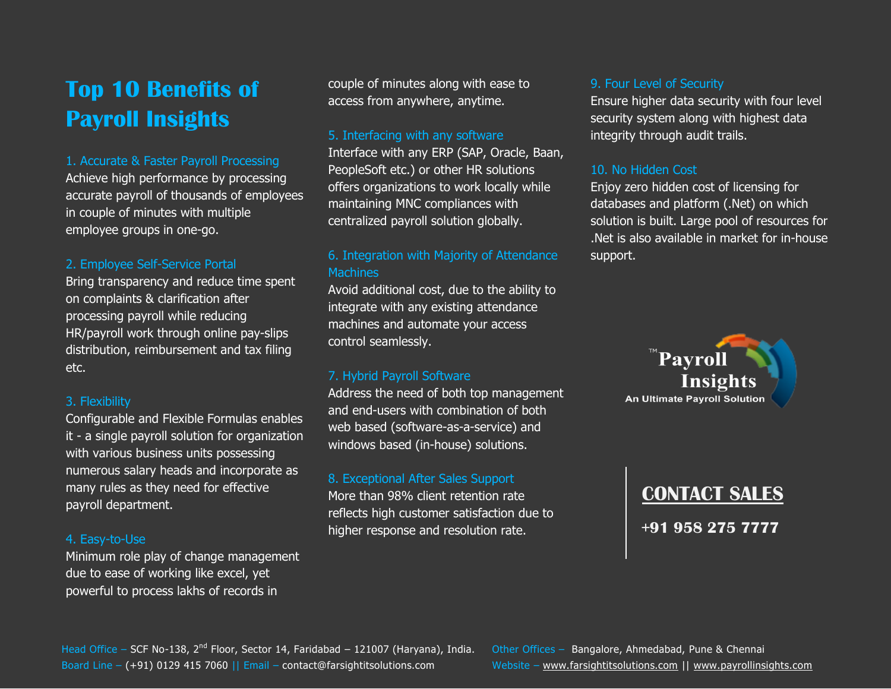# Top 10 Benefits of Payroll Insights

### 1. Accurate & Faster Payroll Processing

Achieve high performance by processing accurate payroll of thousands of employees in couple of minutes with multiple employee groups in one-go.

### 2. Employee Self-Service Portal

Bring transparency and reduce time spent on complaints & clarification after processing payroll while reducing HR/payroll work through online pay-slips distribution, reimbursement and tax filing etc.

### 3. Flexibility

Configurable and Flexible Formulas enables it - a single payroll solution for organization with various business units possessing numerous salary heads and incorporate as many rules as they need for effective payroll department.

### 4. Easy-to-Use

Minimum role play of change management due to ease of working like excel, yet powerful to process lakhs of records in couple of minutes along with ease to access from anywhere, anytime.

### 5. Interfacing with any software

Interface with any ERP (SAP, Oracle, Baan, PeopleSoft etc.) or other HR solutions offers organizations to work locally while maintaining MNC compliances with centralized payroll solution globally.

### 6. Integration with Majority of Attendance Machines

Avoid additional cost, due to the ability to integrate with any existing attendance machines and automate your access control seamlessly.

### 7. Hybrid Payroll Software

Address the need of both top management and end-users with combination of both web based (software-as-a-service) and windows based (in-house) solutions.

### 8. Exceptional After Sales Support

More than 98% client retention rate reflects high customer satisfaction due to higher response and resolution rate.

### 9. Four Level of Security

Ensure higher data security with four level security system along with highest data integrity through audit trails.

### 10. No Hidden Cost

Enjoy zero hidden cost of licensing for databases and platform (.Net) on which solution is built. Large pool of resources for .Net is also available in market for in-house support.

™Payroll Insights
An Ultimate Payroll Solution

**CONTACT SALES**

**+91 958 275 7777**

Head Office – SCF No-138, 2nd Floor, Sector 14, Faridabad – 121007 (Haryana), India.
Board Line – (+91) 0129 415 7060 || Email – contact@farsightitsolutions.com

Other Offices – Bangalore, Ahmedabad, Pune & Chennai
Website – www.farsightitsolutions.com || www.payrollinsights.com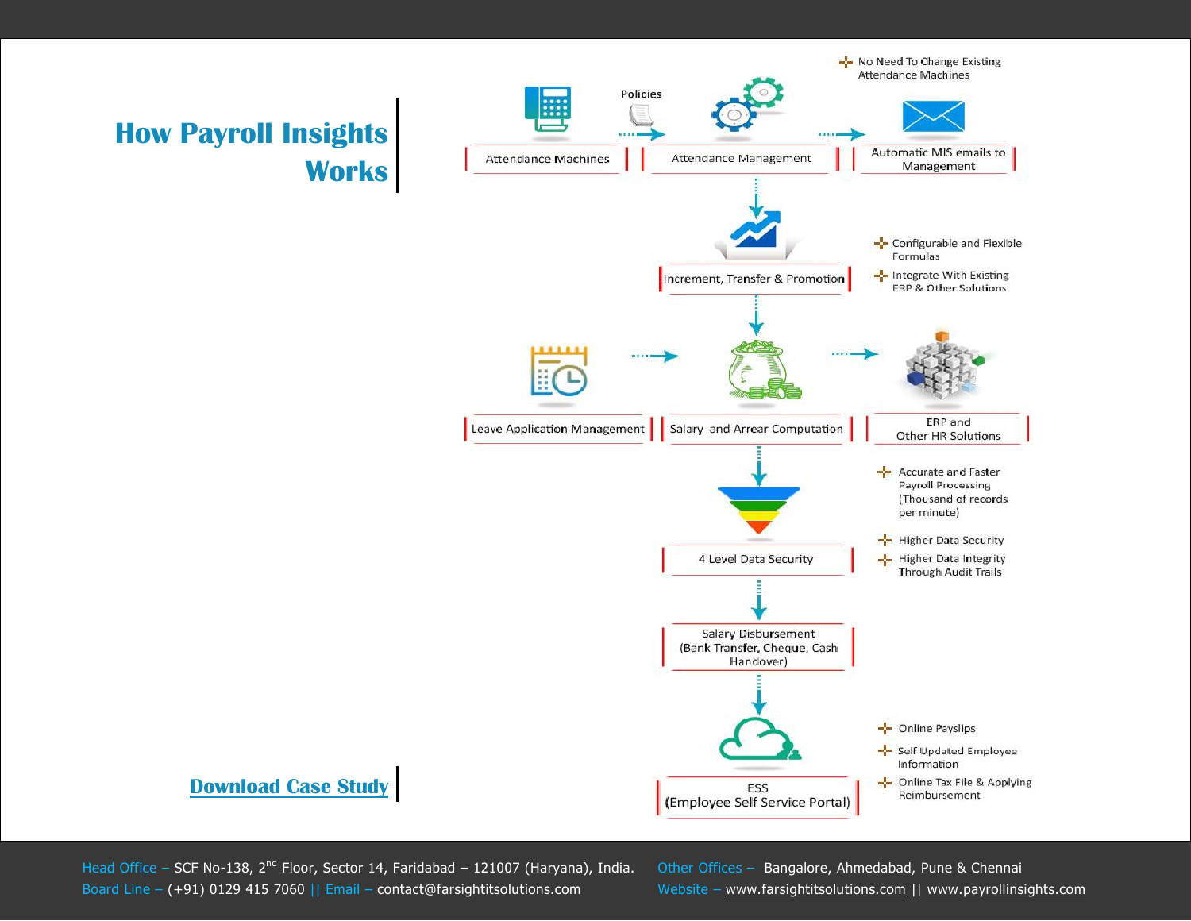# How Payroll Insights Works

Attendance Machines

Policies

Attendance Management

No Need To Change Existing Attendance Machines

Automatic MIS emails to Management

Increment, Transfer & Promotion

Configurable and Flexible Formulas

Integrate With Existing ERP & Other Solutions

Leave Application Management

Salary and Arrear Computation

ERP and Other HR Solutions

Accurate and Faster Payroll Processing (Thousand of records per minute)

4 Level Data Security

Higher Data Security

Higher Data Integrity Through Audit Trails

Salary Disbursement (Bank Transfer, Cheque, Cash Handover)

ESS (Employee Self Service Portal)

Online Payslips

Self Updated Employee Information

Online Tax File & Applying Reimbursement

**Download Case Study**

Head Office – SCF No-138, 2nd Floor, Sector 14, Faridabad – 121007 (Haryana), India. Other Offices – Bangalore, Ahmedabad, Pune & Chennai
Board Line – (+91) 0129 415 7060 || Email – contact@farsightitsolutions.com Website – www.farsightitsolutions.com || www.payrollinsights.com